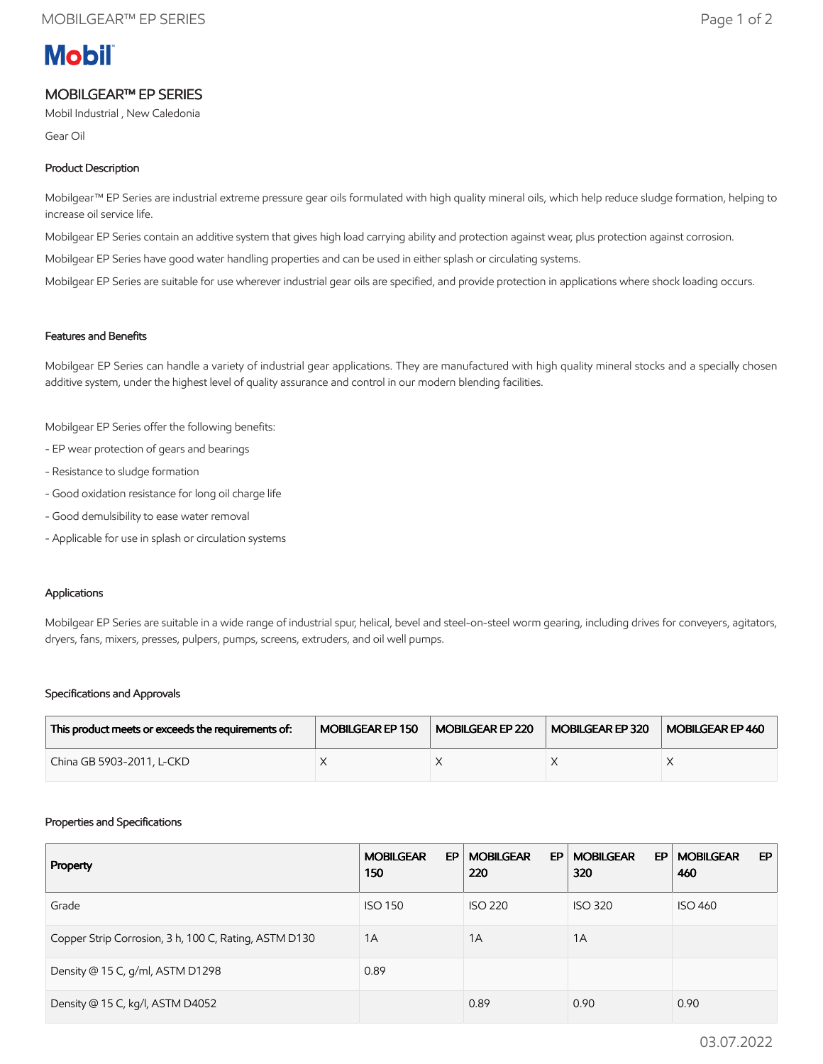# MOBILGEAR™ EP SERIES

Mobil Industrial , New Caledonia

Gear Oil

### Product Description

Mobilgear™ EP Series are industrial extreme pressure gear oils formulated with high quality mineral oils, which help reduce sludge formation, helping to increase oil service life.

Mobilgear EP Series contain an additive system that gives high load carrying ability and protection against wear, plus protection against corrosion.

Mobilgear EP Series have good water handling properties and can be used in either splash or circulating systems.

Mobilgear EP Series are suitable for use wherever industrial gear oils are specified, and provide protection in applications where shock loading occurs.

### Features and Benefits

Mobilgear EP Series can handle a variety of industrial gear applications. They are manufactured with high quality mineral stocks and a specially chosen additive system, under the highest level of quality assurance and control in our modern blending facilities.

Mobilgear EP Series offer the following benefits:

- EP wear protection of gears and bearings
- Resistance to sludge formation
- Good oxidation resistance for long oil charge life
- Good demulsibility to ease water removal
- Applicable for use in splash or circulation systems

### Applications

Mobilgear EP Series are suitable in a wide range of industrial spur, helical, bevel and steel-on-steel worm gearing, including drives for conveyers, agitators, dryers, fans, mixers, presses, pulpers, pumps, screens, extruders, and oil well pumps.

### Specifications and Approvals

| This product meets or exceeds the requirements of: | MOBILGEAR EP 150 | MOBILGEAR EP 220 | MOBILGEAR EP 320 | MOBILGEAR EP 460 |
|---|---|---|---|---|
| China GB 5903-2011, L-CKD | X | X | X | X |

### Properties and Specifications

| Property | MOBILGEAR EP 150 | MOBILGEAR EP 220 | MOBILGEAR EP 320 | MOBILGEAR EP 460 |
|---|---|---|---|---|
| Grade | ISO 150 | ISO 220 | ISO 320 | ISO 460 |
| Copper Strip Corrosion, 3 h, 100 C, Rating, ASTM D130 | 1A | 1A | 1A | |
| Density @ 15 C, g/ml, ASTM D1298 | 0.89 | | | |
| Density @ 15 C, kg/l, ASTM D4052 | | 0.89 | 0.90 | 0.90 |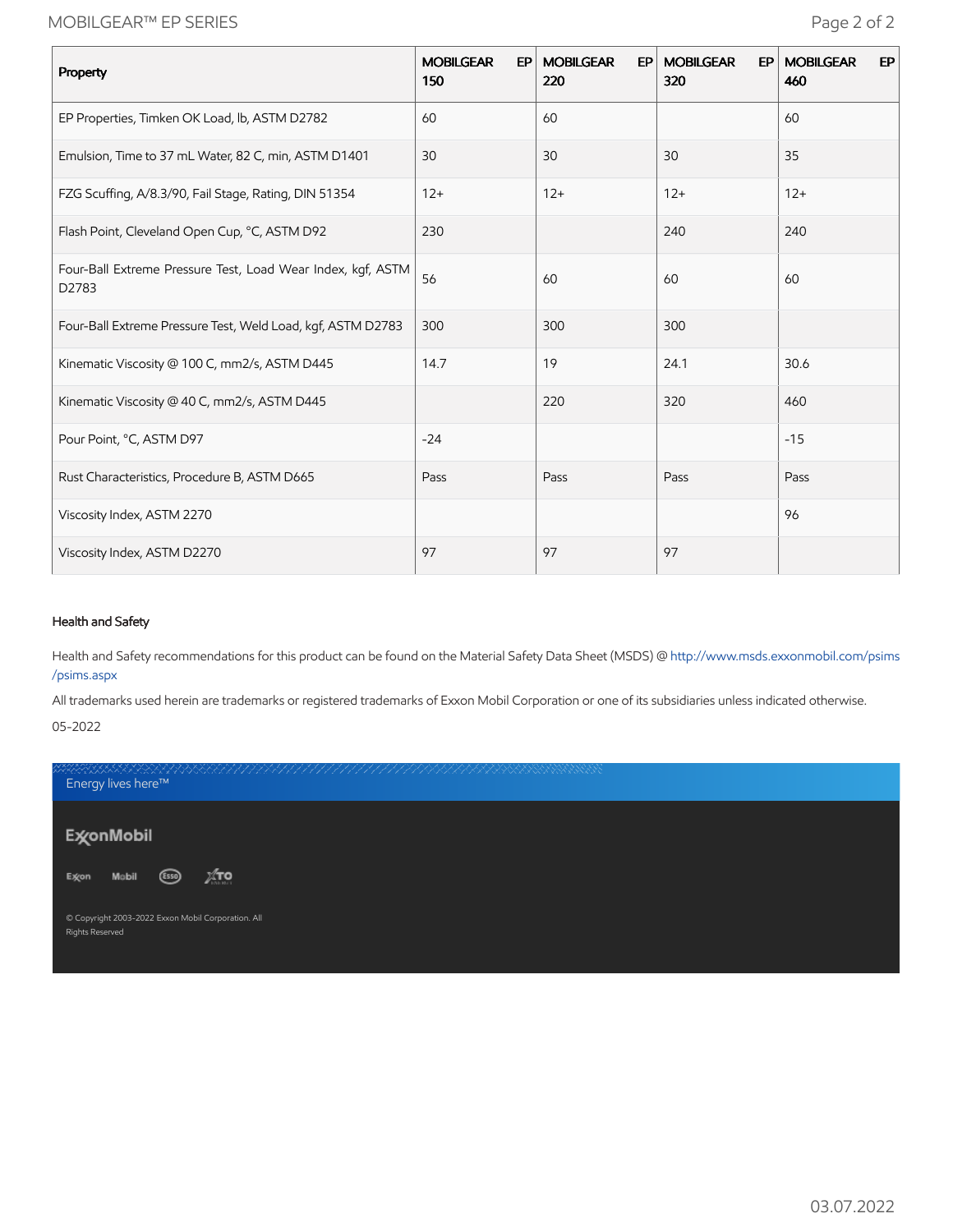| Property | MOBILGEAR EP 150 | MOBILGEAR EP 220 | MOBILGEAR EP 320 | MOBILGEAR EP 460 |
|---|---|---|---|---|
| EP Properties, Timken OK Load, lb, ASTM D2782 | 60 | 60 | | 60 |
| Emulsion, Time to 37 mL Water, 82 C, min, ASTM D1401 | 30 | 30 | 30 | 35 |
| FZG Scuffing, A/8.3/90, Fail Stage, Rating, DIN 51354 | 12+ | 12+ | 12+ | 12+ |
| Flash Point, Cleveland Open Cup, °C, ASTM D92 | 230 | | 240 | 240 |
| Four-Ball Extreme Pressure Test, Load Wear Index, kgf, ASTM D2783 | 56 | 60 | 60 | 60 |
| Four-Ball Extreme Pressure Test, Weld Load, kgf, ASTM D2783 | 300 | 300 | 300 | |
| Kinematic Viscosity @ 100 C, mm2/s, ASTM D445 | 14.7 | 19 | 24.1 | 30.6 |
| Kinematic Viscosity @ 40 C, mm2/s, ASTM D445 | | 220 | 320 | 460 |
| Pour Point, °C, ASTM D97 | -24 | | | -15 |
| Rust Characteristics, Procedure B, ASTM D665 | Pass | Pass | Pass | Pass |
| Viscosity Index, ASTM 2270 | | | | 96 |
| Viscosity Index, ASTM D2270 | 97 | 97 | 97 | |

### Health and Safety

Health and Safety recommendations for this product can be found on the Material Safety Data Sheet (MSDS) @ http://www.msds.exxonmobil.com/psims/psims.aspx

All trademarks used herein are trademarks or registered trademarks of Exxon Mobil Corporation or one of its subsidiaries unless indicated otherwise.

05-2022

Energy lives here™

ExxonMobil

Exxon Mobil Esso XTO

© Copyright 2003-2022 Exxon Mobil Corporation. All Rights Reserved

03.07.2022